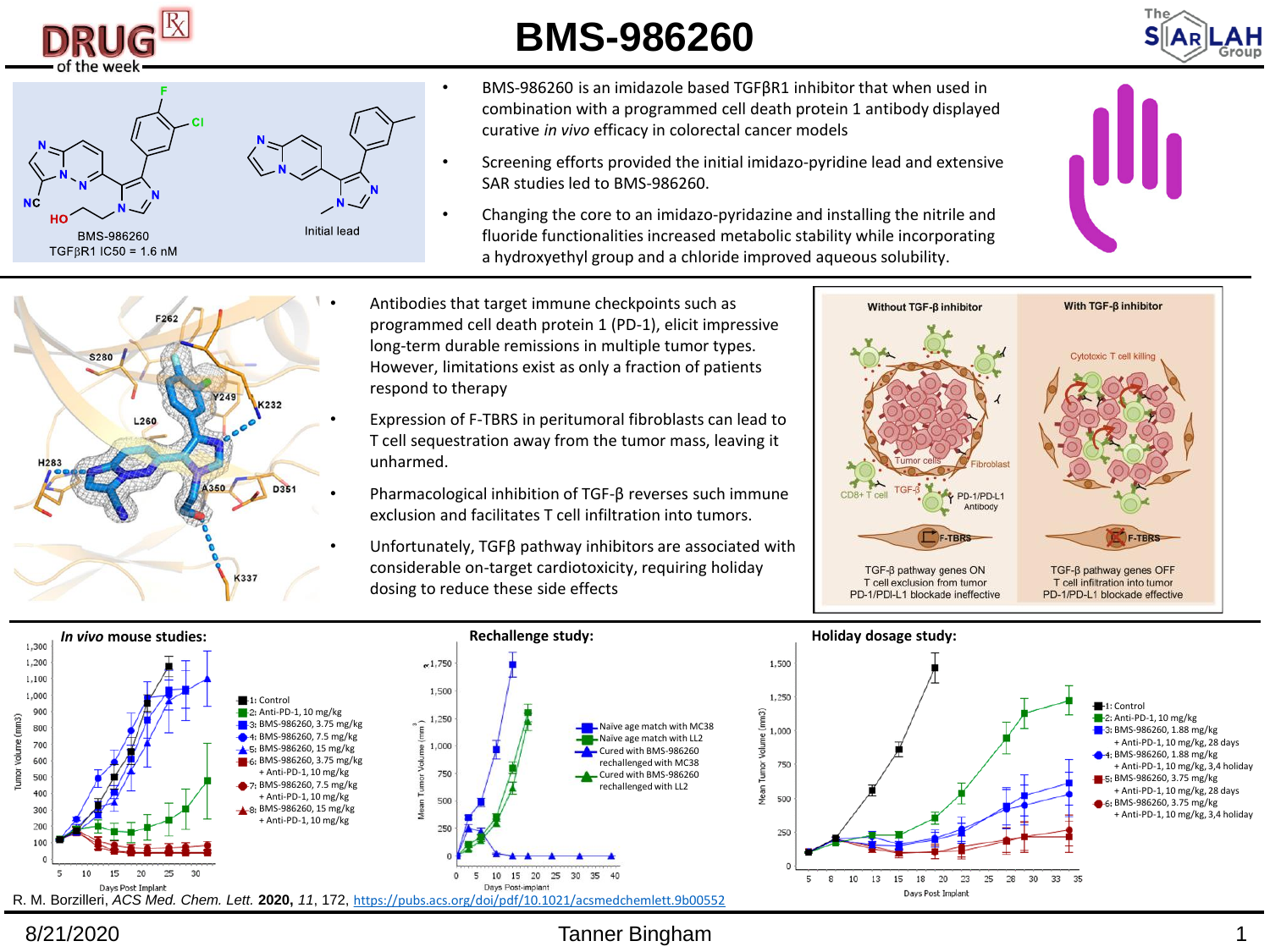# BMS-986260

BMS-986260
TGFβR1 IC50 = 1.6 nM

Initial lead

- BMS-986260 is an imidazole based TGFβR1 inhibitor that when used in combination with a programmed cell death protein 1 antibody displayed curative *in vivo* efficacy in colorectal cancer models
- Screening efforts provided the initial imidazo-pyridine lead and extensive SAR studies led to BMS-986260.
- Changing the core to an imidazo-pyridazine and installing the nitrile and fluoride functionalities increased metabolic stability while incorporating a hydroxyethyl group and a chloride improved aqueous solubility.

- Antibodies that target immune checkpoints such as programmed cell death protein 1 (PD-1), elicit impressive long-term durable remissions in multiple tumor types. However, limitations exist as only a fraction of patients respond to therapy
- Expression of F-TBRS in peritumoral fibroblasts can lead to T cell sequestration away from the tumor mass, leaving it unharmed.
- Pharmacological inhibition of TGF-β reverses such immune exclusion and facilitates T cell infiltration into tumors.
- Unfortunately, TGFβ pathway inhibitors are associated with considerable on-target cardiotoxicity, requiring holiday dosing to reduce these side effects

| Without TGF-β inhibitor | With TGF-β inhibitor |
| --- | --- |
| TGF-β pathway genes ON | TGF-β pathway genes OFF |
| T cell exclusion from tumor | T cell infiltration into tumor |
| PD-1/PDI-L1 blockade ineffective | PD-1/PD-L1 blockade effective |

***In vivo* mouse studies:**

1: Control
2: Anti-PD-1, 10 mg/kg
3: BMS-986260, 3.75 mg/kg
4: BMS-986260, 7.5 mg/kg
5: BMS-986260, 15 mg/kg
6: BMS-986260, 3.75 mg/kg + Anti-PD-1, 10 mg/kg
7: BMS-986260, 7.5 mg/kg + Anti-PD-1, 10 mg/kg
8: BMS-986260, 15 mg/kg + Anti-PD-1, 10 mg/kg

**Rechallenge study:**

Naive age match with MC38
Naive age match with LL2
Cured with BMS-986260 rechallenged with MC38
Cured with BMS-986260 rechallenged with LL2

**Holiday dosage study:**

1: Control
2: Anti-PD-1, 10 mg/kg
3: BMS-986260, 1.88 mg/kg + Anti-PD-1, 10 mg/kg, 28 days
4: BMS-986260, 1.88 mg/kg + Anti-PD-1, 10 mg/kg, 3,4 holiday
5: BMS-986260, 3.75 mg/kg + Anti-PD-1, 10 mg/kg, 28 days
6: BMS-986260, 3.75 mg/kg + Anti-PD-1, 10 mg/kg, 3,4 holiday

R. M. Borzilleri, *ACS Med. Chem. Lett.* **2020**, *11*, 172, https://pubs.acs.org/doi/pdf/10.1021/acsmedchemlett.9b00552

8/21/2020 Tanner Bingham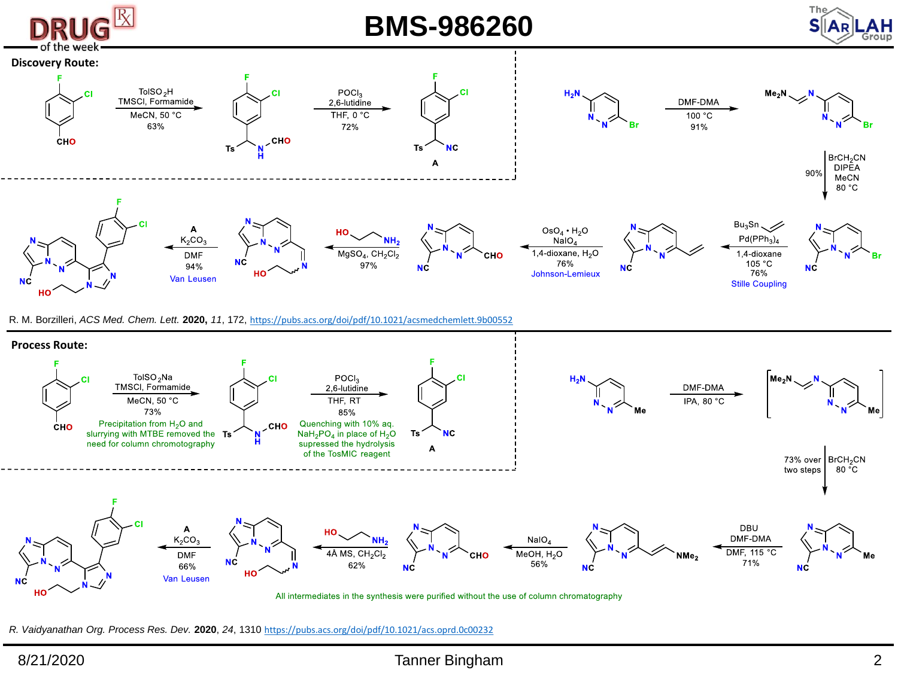# BMS-986260

## Discovery Route:

$TolSO_2H$, TMSCl, Formamide, MeCN, 50 °C, 63%

$POCl_3$, 2,6-lutidine, THF, 0 °C, 72%

**A**

DMF-DMA, 100 °C, 91%

$BrCH_2CN$, DIPEA, MeCN, 80 °C, 90%

$Bu_3Sn$, $Pd(PPh_3)_4$, 1,4-dioxane, 105 °C, 76%
Stille Coupling

$OsO_4 \cdot H_2O$, $NaIO_4$, 1,4-dioxane, $H_2O$, 76%
Johnson-Lemieux

HO–$NH_2$, $MgSO_4$, $CH_2Cl_2$, 97%

**A**, $K_2CO_3$, DMF, 94%
Van Leusen

R. M. Borzilleri, *ACS Med. Chem. Lett.* **2020**, *11*, 172, https://pubs.acs.org/doi/pdf/10.1021/acsmedchemlett.9b00552

## Process Route:

$TolSO_2Na$, TMSCl, Formamide, MeCN, 50 °C, 73%
Precipitation from $H_2O$ and slurrying with MTBE removed the need for column chromotography

$POCl_3$, 2,6-lutidine, THF, RT, 85%
Quenching with 10% aq. $NaH_2PO_4$ in place of $H_2O$ supressed the hydrolysis of the TosMIC reagent

**A**

DMF-DMA, IPA, 80 °C

$BrCH_2CN$, 80 °C, 73% over two steps

DBU, DMF-DMA, DMF, 115 °C, 71%

$NaIO_4$, MeOH, $H_2O$, 56%

HO–$NH_2$, 4Å MS, $CH_2Cl_2$, 62%

**A**, $K_2CO_3$, DMF, 66%
Van Leusen

All intermediates in the synthesis were purified without the use of column chromatography

*R. Vaidyanathan Org. Process Res. Dev.* **2020**, *24*, 1310 https://pubs.acs.org/doi/pdf/10.1021/acs.oprd.0c00232

8/21/2020 Tanner Bingham